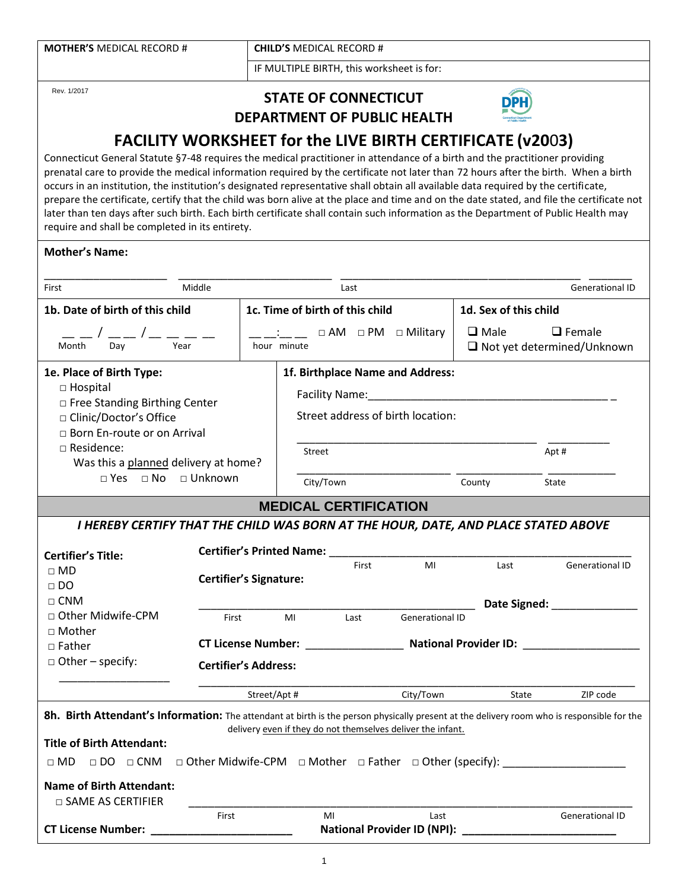| **MOTHER'S** MEDICAL RECORD # | **CHILD'S** MEDICAL RECORD # |
|---|---|
| | IF MULTIPLE BIRTH, this worksheet is for: |

Rev. 1/2017

## STATE OF CONNECTICUT
## DEPARTMENT OF PUBLIC HEALTH

# FACILITY WORKSHEET for the LIVE BIRTH CERTIFICATE (v2003)

Connecticut General Statute §7-48 requires the medical practitioner in attendance of a birth and the practitioner providing prenatal care to provide the medical information required by the certificate not later than 72 hours after the birth. When a birth occurs in an institution, the institution's designated representative shall obtain all available data required by the certificate, prepare the certificate, certify that the child was born alive at the place and time and on the date stated, and file the certificate not later than ten days after such birth. Each birth certificate shall contain such information as the Department of Public Health may require and shall be completed in its entirety.

**Mother's Name:**

_____________________ _________________________ _______________________________________ ________

First Middle Last Generational ID

**1b. Date of birth of this child**

__ __ / __ __ / __ __ __ __

Month Day Year

**1c. Time of birth of this child**

__ __:__ __ □ AM □ PM □ Military

hour minute

**1d. Sex of this child**

❑ Male ❑ Female
❑ Not yet determined/Unknown

**1e. Place of Birth Type:**

- □ Hospital
- □ Free Standing Birthing Center
- □ Clinic/Doctor's Office
- □ Born En-route or on Arrival
- □ Residence:
  Was this a planned delivery at home?
  □ Yes □ No □ Unknown

**1f. Birthplace Name and Address:**

Facility Name:_________________________________________

Street address of birth location:

_________________________________________ ___________

Street Apt #

__________________________ ______________ ___________

City/Town County State

## MEDICAL CERTIFICATION

***I HEREBY CERTIFY THAT THE CHILD WAS BORN AT THE HOUR, DATE, AND PLACE STATED ABOVE***

**Certifier's Title:**

- □ MD
- □ DO
- □ CNM
- □ Other Midwife-CPM
- □ Mother
- □ Father
- □ Other – specify: ___________________

**Certifier's Printed Name:** ___________________________________________

First MI Last Generational ID

**Certifier's Signature:**

_________________________________________________ **Date Signed:** ______________

First MI Last Generational ID

**CT License Number:** ________________ **National Provider ID:** ____________________

**Certifier's Address:**

________________________________________________________________________

Street/Apt # City/Town State ZIP code

**8h. Birth Attendant's Information:** The attendant at birth is the person physically present at the delivery room who is responsible for the delivery even if they do not themselves deliver the infant.

**Title of Birth Attendant:**

□ MD □ DO □ CNM □ Other Midwife-CPM □ Mother □ Father □ Other (specify): ____________________

**Name of Birth Attendant:**

□ SAME AS CERTIFIER

________________________________________________________________________

First MI Last Generational ID

**CT License Number:** ________________________ **National Provider ID (NPI):** __________________________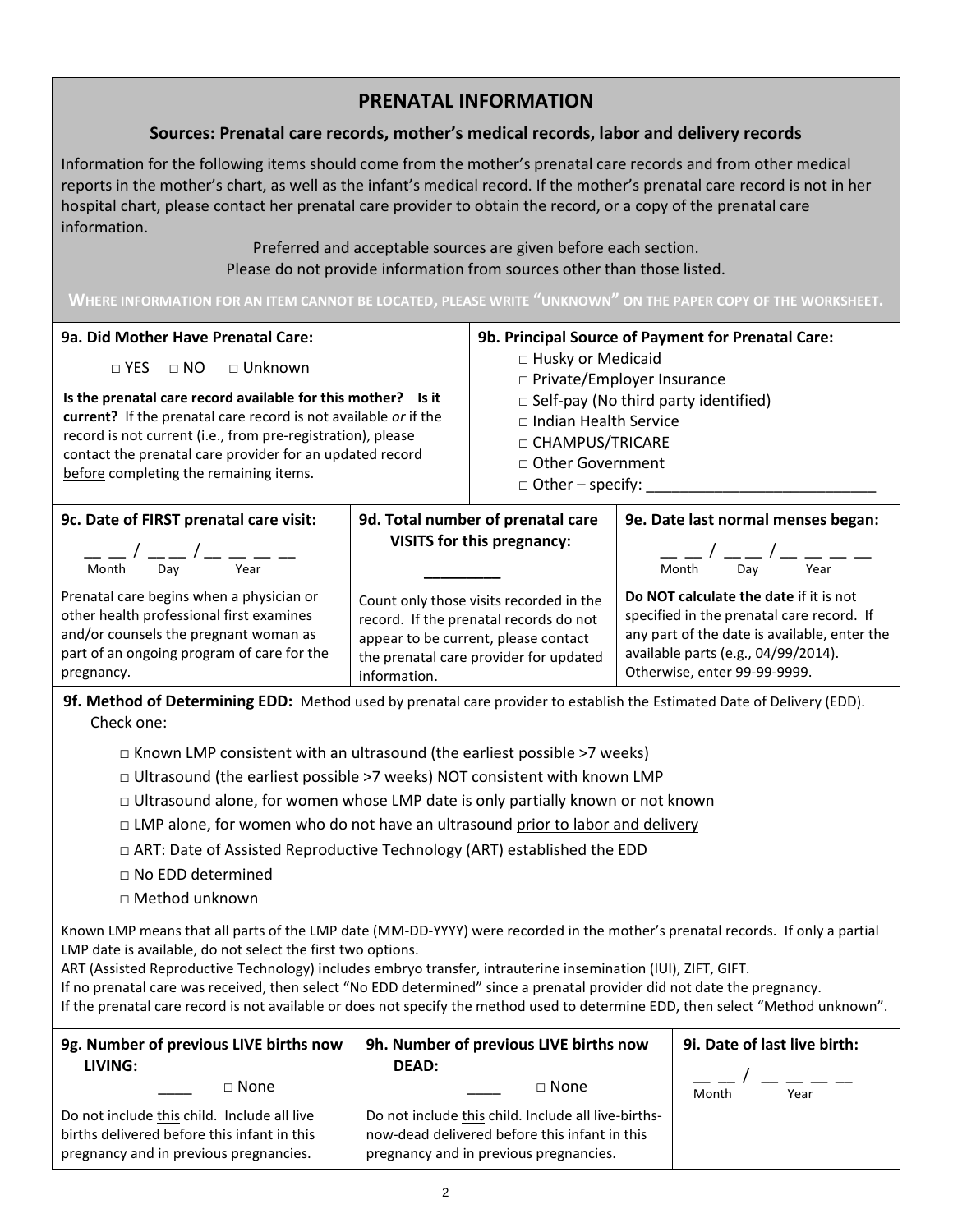# PRENATAL INFORMATION

## Sources: Prenatal care records, mother's medical records, labor and delivery records

Information for the following items should come from the mother's prenatal care records and from other medical reports in the mother's chart, as well as the infant's medical record. If the mother's prenatal care record is not in her hospital chart, please contact her prenatal care provider to obtain the record, or a copy of the prenatal care information.

Preferred and acceptable sources are given before each section.
Please do not provide information from sources other than those listed.

**WHERE INFORMATION FOR AN ITEM CANNOT BE LOCATED, PLEASE WRITE "UNKNOWN" ON THE PAPER COPY OF THE WORKSHEET.**

---

**9a. Did Mother Have Prenatal Care:**

□ YES □ NO □ Unknown

**Is the prenatal care record available for this mother? Is it current?** If the prenatal care record is not available *or* if the record is not current (i.e., from pre-registration), please contact the prenatal care provider for an updated record before completing the remaining items.

**9b. Principal Source of Payment for Prenatal Care:**

- □ Husky or Medicaid
- □ Private/Employer Insurance
- □ Self-pay (No third party identified)
- □ Indian Health Service
- □ CHAMPUS/TRICARE
- □ Other Government
- □ Other – specify: ___________________________

---

**9c. Date of FIRST prenatal care visit:**

__ __ / __ __ / __ __ __ __
Month Day Year

Prenatal care begins when a physician or other health professional first examines and/or counsels the pregnant woman as part of an ongoing program of care for the pregnancy.

**9d. Total number of prenatal care VISITS for this pregnancy:**

________

Count only those visits recorded in the record. If the prenatal records do not appear to be current, please contact the prenatal care provider for updated information.

**9e. Date last normal menses began:**

__ __ / __ __ / __ __ __ __
Month Day Year

**Do NOT calculate the date** if it is not specified in the prenatal care record. If any part of the date is available, enter the available parts (e.g., 04/99/2014). Otherwise, enter 99-99-9999.

---

**9f. Method of Determining EDD:** Method used by prenatal care provider to establish the Estimated Date of Delivery (EDD). Check one:

- □ Known LMP consistent with an ultrasound (the earliest possible >7 weeks)
- □ Ultrasound (the earliest possible >7 weeks) NOT consistent with known LMP
- □ Ultrasound alone, for women whose LMP date is only partially known or not known
- □ LMP alone, for women who do not have an ultrasound prior to labor and delivery
- □ ART: Date of Assisted Reproductive Technology (ART) established the EDD
- □ No EDD determined
- □ Method unknown

Known LMP means that all parts of the LMP date (MM-DD-YYYY) were recorded in the mother's prenatal records. If only a partial LMP date is available, do not select the first two options.
ART (Assisted Reproductive Technology) includes embryo transfer, intrauterine insemination (IUI), ZIFT, GIFT.
If no prenatal care was received, then select "No EDD determined" since a prenatal provider did not date the pregnancy.
If the prenatal care record is not available or does not specify the method used to determine EDD, then select "Method unknown".

---

**9g. Number of previous LIVE births now LIVING:**

____ □ None

Do not include this child. Include all live births delivered before this infant in this pregnancy and in previous pregnancies.

**9h. Number of previous LIVE births now DEAD:**

____ □ None

Do not include this child. Include all live-births-now-dead delivered before this infant in this pregnancy and in previous pregnancies.

**9i. Date of last live birth:**

__ __ / __ __ __ __
Month Year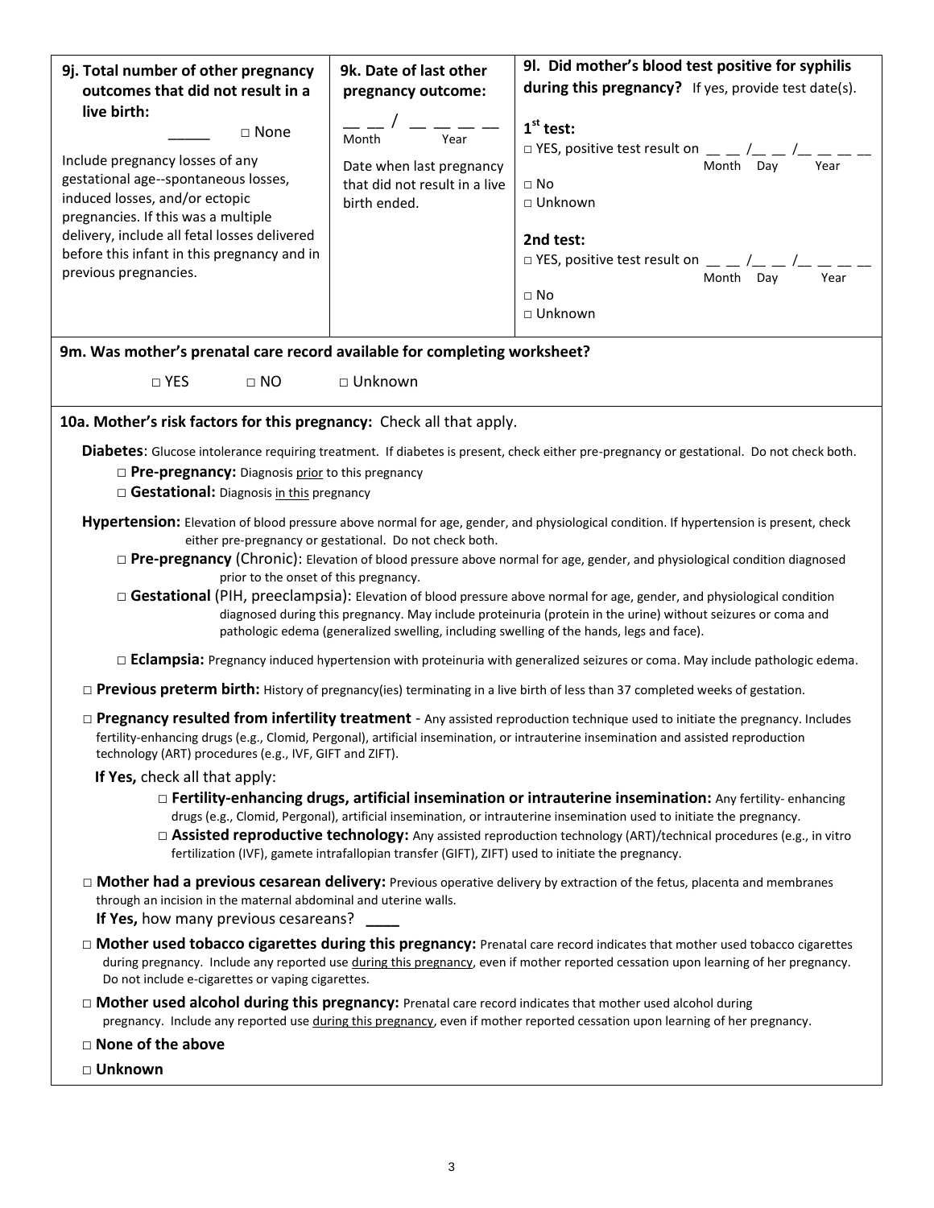**9j. Total number of other pregnancy outcomes that did not result in a live birth:**

_____ □ None

Include pregnancy losses of any gestational age--spontaneous losses, induced losses, and/or ectopic pregnancies. If this was a multiple delivery, include all fetal losses delivered before this infant in this pregnancy and in previous pregnancies.

**9k. Date of last other pregnancy outcome:**

__ __ / __ __ __ __
Month Year

Date when last pregnancy that did not result in a live birth ended.

**9l. Did mother's blood test positive for syphilis during this pregnancy?** If yes, provide test date(s).

**1st test:**

□ YES, positive test result on __ __ /__ __ /__ __ __ __
Month Day Year

□ No

□ Unknown

**2nd test:**

□ YES, positive test result on __ __ /__ __ /__ __ __ __
Month Day Year

□ No

□ Unknown

**9m. Was mother's prenatal care record available for completing worksheet?**

□ YES □ NO □ Unknown

**10a. Mother's risk factors for this pregnancy:** Check all that apply.

**Diabetes**: Glucose intolerance requiring treatment. If diabetes is present, check either pre-pregnancy or gestational. Do not check both.

- □ **Pre-pregnancy:** Diagnosis prior to this pregnancy
- □ **Gestational:** Diagnosis in this pregnancy

**Hypertension:** Elevation of blood pressure above normal for age, gender, and physiological condition. If hypertension is present, check either pre-pregnancy or gestational. Do not check both.

- □ **Pre-pregnancy** (Chronic): Elevation of blood pressure above normal for age, gender, and physiological condition diagnosed prior to the onset of this pregnancy.
- □ **Gestational** (PIH, preeclampsia): Elevation of blood pressure above normal for age, gender, and physiological condition diagnosed during this pregnancy. May include proteinuria (protein in the urine) without seizures or coma and pathologic edema (generalized swelling, including swelling of the hands, legs and face).
- □ **Eclampsia:** Pregnancy induced hypertension with proteinuria with generalized seizures or coma. May include pathologic edema.

□ **Previous preterm birth:** History of pregnancy(ies) terminating in a live birth of less than 37 completed weeks of gestation.

□ **Pregnancy resulted from infertility treatment** - Any assisted reproduction technique used to initiate the pregnancy. Includes fertility-enhancing drugs (e.g., Clomid, Pergonal), artificial insemination, or intrauterine insemination and assisted reproduction technology (ART) procedures (e.g., IVF, GIFT and ZIFT).

**If Yes,** check all that apply:

- □ **Fertility-enhancing drugs, artificial insemination or intrauterine insemination:** Any fertility- enhancing drugs (e.g., Clomid, Pergonal), artificial insemination, or intrauterine insemination used to initiate the pregnancy.
- □ **Assisted reproductive technology:** Any assisted reproduction technology (ART)/technical procedures (e.g., in vitro fertilization (IVF), gamete intrafallopian transfer (GIFT), ZIFT) used to initiate the pregnancy.

□ **Mother had a previous cesarean delivery:** Previous operative delivery by extraction of the fetus, placenta and membranes through an incision in the maternal abdominal and uterine walls.
**If Yes,** how many previous cesareans? ____

□ **Mother used tobacco cigarettes during this pregnancy:** Prenatal care record indicates that mother used tobacco cigarettes during pregnancy. Include any reported use during this pregnancy, even if mother reported cessation upon learning of her pregnancy. Do not include e-cigarettes or vaping cigarettes.

□ **Mother used alcohol during this pregnancy:** Prenatal care record indicates that mother used alcohol during pregnancy. Include any reported use during this pregnancy, even if mother reported cessation upon learning of her pregnancy.

□ **None of the above**

□ **Unknown**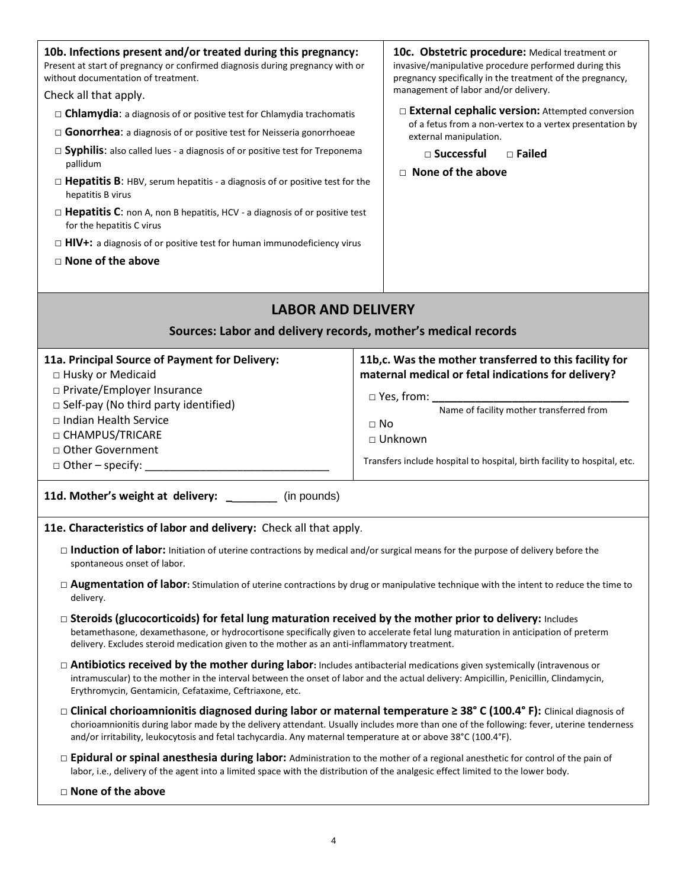**10b. Infections present and/or treated during this pregnancy:**
Present at start of pregnancy or confirmed diagnosis during pregnancy with or without documentation of treatment.

Check all that apply.

- □ **Chlamydia**: a diagnosis of or positive test for Chlamydia trachomatis
- □ **Gonorrhea**: a diagnosis of or positive test for Neisseria gonorrhoeae
- □ **Syphilis**: also called lues - a diagnosis of or positive test for Treponema pallidum
- □ **Hepatitis B**: HBV, serum hepatitis - a diagnosis of or positive test for the hepatitis B virus
- □ **Hepatitis C**: non A, non B hepatitis, HCV - a diagnosis of or positive test for the hepatitis C virus
- □ **HIV+:** a diagnosis of or positive test for human immunodeficiency virus
- □ **None of the above**

**10c. Obstetric procedure:** Medical treatment or invasive/manipulative procedure performed during this pregnancy specifically in the treatment of the pregnancy, management of labor and/or delivery.

- □ **External cephalic version:** Attempted conversion of a fetus from a non-vertex to a vertex presentation by external manipulation.
  - □ **Successful** □ **Failed**
- □ **None of the above**

## LABOR AND DELIVERY

### Sources: Labor and delivery records, mother's medical records

**11a. Principal Source of Payment for Delivery:**

- □ Husky or Medicaid
- □ Private/Employer Insurance
- □ Self-pay (No third party identified)
- □ Indian Health Service
- □ CHAMPUS/TRICARE
- □ Other Government
- □ Other – specify: ______________________________

**11b,c. Was the mother transferred to this facility for maternal medical or fetal indications for delivery?**

- □ Yes, from: ________________________________
  Name of facility mother transferred from
- □ No
- □ Unknown

Transfers include hospital to hospital, birth facility to hospital, etc.

**11d. Mother's weight at delivery:** ________ (in pounds)

**11e. Characteristics of labor and delivery:** Check all that apply.

- □ **Induction of labor:** Initiation of uterine contractions by medical and/or surgical means for the purpose of delivery before the spontaneous onset of labor.
- □ **Augmentation of labor:** Stimulation of uterine contractions by drug or manipulative technique with the intent to reduce the time to delivery.
- □ **Steroids (glucocorticoids) for fetal lung maturation received by the mother prior to delivery:** Includes betamethasone, dexamethasone, or hydrocortisone specifically given to accelerate fetal lung maturation in anticipation of preterm delivery. Excludes steroid medication given to the mother as an anti-inflammatory treatment.
- □ **Antibiotics received by the mother during labor:** Includes antibacterial medications given systemically (intravenous or intramuscular) to the mother in the interval between the onset of labor and the actual delivery: Ampicillin, Penicillin, Clindamycin, Erythromycin, Gentamicin, Cefataxime, Ceftriaxone, etc.
- □ **Clinical chorioamnionitis diagnosed during labor or maternal temperature ≥ 38° C (100.4° F):** Clinical diagnosis of chorioamnionitis during labor made by the delivery attendant. Usually includes more than one of the following: fever, uterine tenderness and/or irritability, leukocytosis and fetal tachycardia. Any maternal temperature at or above 38°C (100.4°F).
- □ **Epidural or spinal anesthesia during labor:** Administration to the mother of a regional anesthetic for control of the pain of labor, i.e., delivery of the agent into a limited space with the distribution of the analgesic effect limited to the lower body.
- □ **None of the above**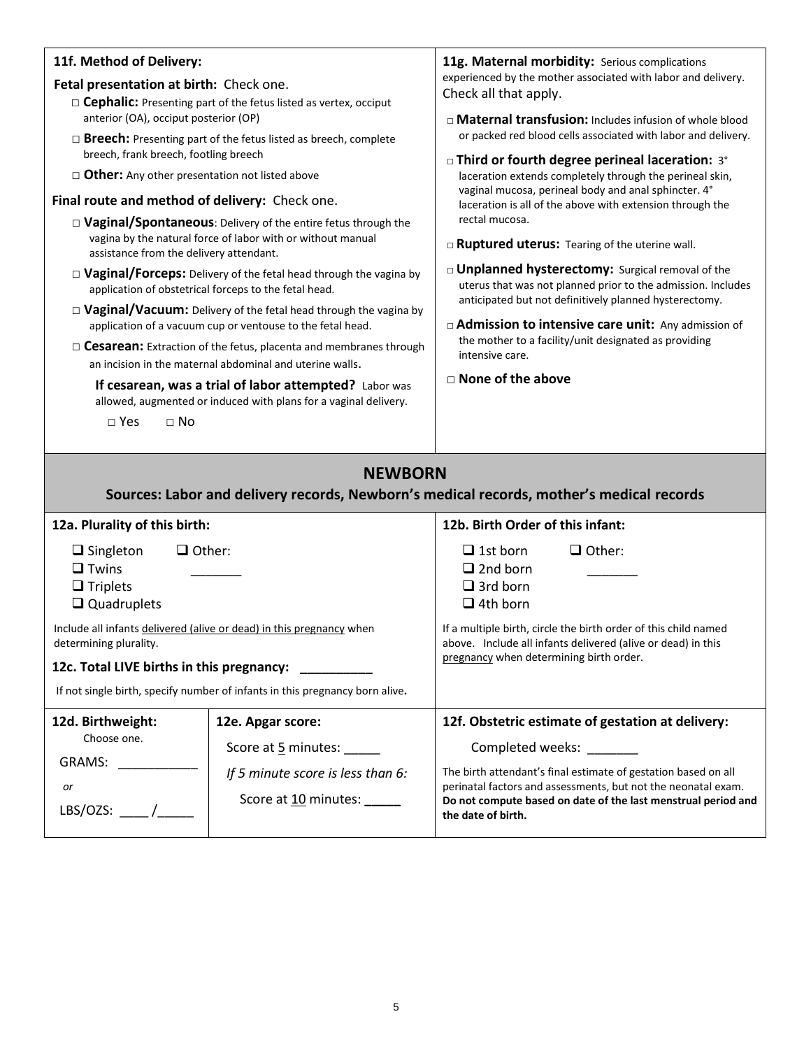**11f. Method of Delivery:**

**Fetal presentation at birth:** Check one.

- □ **Cephalic:** Presenting part of the fetus listed as vertex, occiput anterior (OA), occiput posterior (OP)
- □ **Breech:** Presenting part of the fetus listed as breech, complete breech, frank breech, footling breech
- □ **Other:** Any other presentation not listed above

**Final route and method of delivery:** Check one.

- □ **Vaginal/Spontaneous**: Delivery of the entire fetus through the vagina by the natural force of labor with or without manual assistance from the delivery attendant.
- □ **Vaginal/Forceps:** Delivery of the fetal head through the vagina by application of obstetrical forceps to the fetal head.
- □ **Vaginal/Vacuum:** Delivery of the fetal head through the vagina by application of a vacuum cup or ventouse to the fetal head.
- □ **Cesarean:** Extraction of the fetus, placenta and membranes through an incision in the maternal abdominal and uterine walls.

**If cesarean, was a trial of labor attempted?** Labor was allowed, augmented or induced with plans for a vaginal delivery.

□ Yes □ No

**11g. Maternal morbidity:** Serious complications experienced by the mother associated with labor and delivery. Check all that apply.

- □ **Maternal transfusion:** Includes infusion of whole blood or packed red blood cells associated with labor and delivery.
- □ **Third or fourth degree perineal laceration:** 3° laceration extends completely through the perineal skin, vaginal mucosa, perineal body and anal sphincter. 4° laceration is all of the above with extension through the rectal mucosa.
- □ **Ruptured uterus:** Tearing of the uterine wall.
- □ **Unplanned hysterectomy:** Surgical removal of the uterus that was not planned prior to the admission. Includes anticipated but not definitively planned hysterectomy.
- □ **Admission to intensive care unit:** Any admission of the mother to a facility/unit designated as providing intensive care.
- □ **None of the above**

## NEWBORN

**Sources: Labor and delivery records, Newborn's medical records, mother's medical records**

**12a. Plurality of this birth:**

- ❑ Singleton
- ❑ Twins
- ❑ Triplets
- ❑ Quadruplets
- ❑ Other: _______

Include all infants delivered (alive or dead) in this pregnancy when determining plurality.

**12c. Total LIVE births in this pregnancy:** __________

If not single birth, specify number of infants in this pregnancy born alive.

**12b. Birth Order of this infant:**

- ❑ 1st born
- ❑ 2nd born
- ❑ 3rd born
- ❑ 4th born
- ❑ Other: _______

If a multiple birth, circle the birth order of this child named above. Include all infants delivered (alive or dead) in this pregnancy when determining birth order.

**12d. Birthweight:**

Choose one.

GRAMS: ___________

*or*

LBS/OZS: ____ /_____

**12e. Apgar score:**

Score at 5 minutes: _____

*If 5 minute score is less than 6:*

Score at 10 minutes: _____

**12f. Obstetric estimate of gestation at delivery:**

Completed weeks: _______

The birth attendant's final estimate of gestation based on all perinatal factors and assessments, but not the neonatal exam. **Do not compute based on date of the last menstrual period and the date of birth.**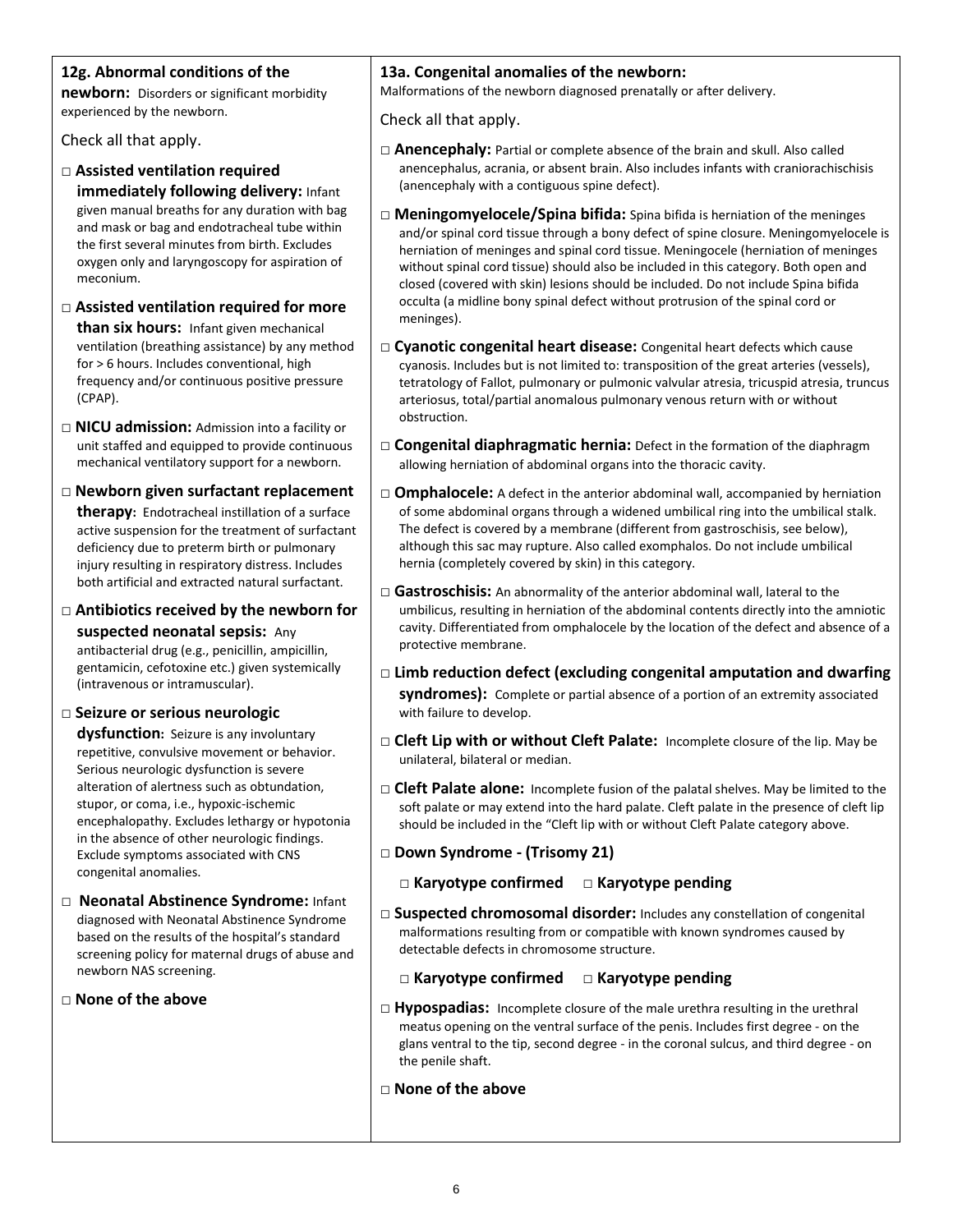### 12g. Abnormal conditions of the newborn:

Disorders or significant morbidity experienced by the newborn.

Check all that apply.

- □ **Assisted ventilation required immediately following delivery:** Infant given manual breaths for any duration with bag and mask or bag and endotracheal tube within the first several minutes from birth. Excludes oxygen only and laryngoscopy for aspiration of meconium.
- □ **Assisted ventilation required for more than six hours:** Infant given mechanical ventilation (breathing assistance) by any method for > 6 hours. Includes conventional, high frequency and/or continuous positive pressure (CPAP).
- □ **NICU admission:** Admission into a facility or unit staffed and equipped to provide continuous mechanical ventilatory support for a newborn.
- □ **Newborn given surfactant replacement therapy:** Endotracheal instillation of a surface active suspension for the treatment of surfactant deficiency due to preterm birth or pulmonary injury resulting in respiratory distress. Includes both artificial and extracted natural surfactant.
- □ **Antibiotics received by the newborn for suspected neonatal sepsis:** Any antibacterial drug (e.g., penicillin, ampicillin, gentamicin, cefotoxine etc.) given systemically (intravenous or intramuscular).
- □ **Seizure or serious neurologic dysfunction:** Seizure is any involuntary repetitive, convulsive movement or behavior. Serious neurologic dysfunction is severe alteration of alertness such as obtundation, stupor, or coma, i.e., hypoxic-ischemic encephalopathy. Excludes lethargy or hypotonia in the absence of other neurologic findings. Exclude symptoms associated with CNS congenital anomalies.
- □ **Neonatal Abstinence Syndrome:** Infant diagnosed with Neonatal Abstinence Syndrome based on the results of the hospital's standard screening policy for maternal drugs of abuse and newborn NAS screening.
- □ **None of the above**

### 13a. Congenital anomalies of the newborn:

Malformations of the newborn diagnosed prenatally or after delivery.

Check all that apply.

- □ **Anencephaly:** Partial or complete absence of the brain and skull. Also called anencephalus, acrania, or absent brain. Also includes infants with craniorachischisis (anencephaly with a contiguous spine defect).
- □ **Meningomyelocele/Spina bifida:** Spina bifida is herniation of the meninges and/or spinal cord tissue through a bony defect of spine closure. Meningomyelocele is herniation of meninges and spinal cord tissue. Meningocele (herniation of meninges without spinal cord tissue) should also be included in this category. Both open and closed (covered with skin) lesions should be included. Do not include Spina bifida occulta (a midline bony spinal defect without protrusion of the spinal cord or meninges).
- □ **Cyanotic congenital heart disease:** Congenital heart defects which cause cyanosis. Includes but is not limited to: transposition of the great arteries (vessels), tetratology of Fallot, pulmonary or pulmonic valvular atresia, tricuspid atresia, truncus arteriosus, total/partial anomalous pulmonary venous return with or without obstruction.
- □ **Congenital diaphragmatic hernia:** Defect in the formation of the diaphragm allowing herniation of abdominal organs into the thoracic cavity.
- □ **Omphalocele:** A defect in the anterior abdominal wall, accompanied by herniation of some abdominal organs through a widened umbilical ring into the umbilical stalk. The defect is covered by a membrane (different from gastroschisis, see below), although this sac may rupture. Also called exomphalos. Do not include umbilical hernia (completely covered by skin) in this category.
- □ **Gastroschisis:** An abnormality of the anterior abdominal wall, lateral to the umbilicus, resulting in herniation of the abdominal contents directly into the amniotic cavity. Differentiated from omphalocele by the location of the defect and absence of a protective membrane.
- □ **Limb reduction defect (excluding congenital amputation and dwarfing syndromes):** Complete or partial absence of a portion of an extremity associated with failure to develop.
- □ **Cleft Lip with or without Cleft Palate:** Incomplete closure of the lip. May be unilateral, bilateral or median.
- □ **Cleft Palate alone:** Incomplete fusion of the palatal shelves. May be limited to the soft palate or may extend into the hard palate. Cleft palate in the presence of cleft lip should be included in the "Cleft lip with or without Cleft Palate category above.
- □ **Down Syndrome - (Trisomy 21)**
  - □ **Karyotype confirmed** □ **Karyotype pending**
- □ **Suspected chromosomal disorder:** Includes any constellation of congenital malformations resulting from or compatible with known syndromes caused by detectable defects in chromosome structure.
  - □ **Karyotype confirmed** □ **Karyotype pending**
- □ **Hypospadias:** Incomplete closure of the male urethra resulting in the urethral meatus opening on the ventral surface of the penis. Includes first degree - on the glans ventral to the tip, second degree - in the coronal sulcus, and third degree - on the penile shaft.
- □ **None of the above**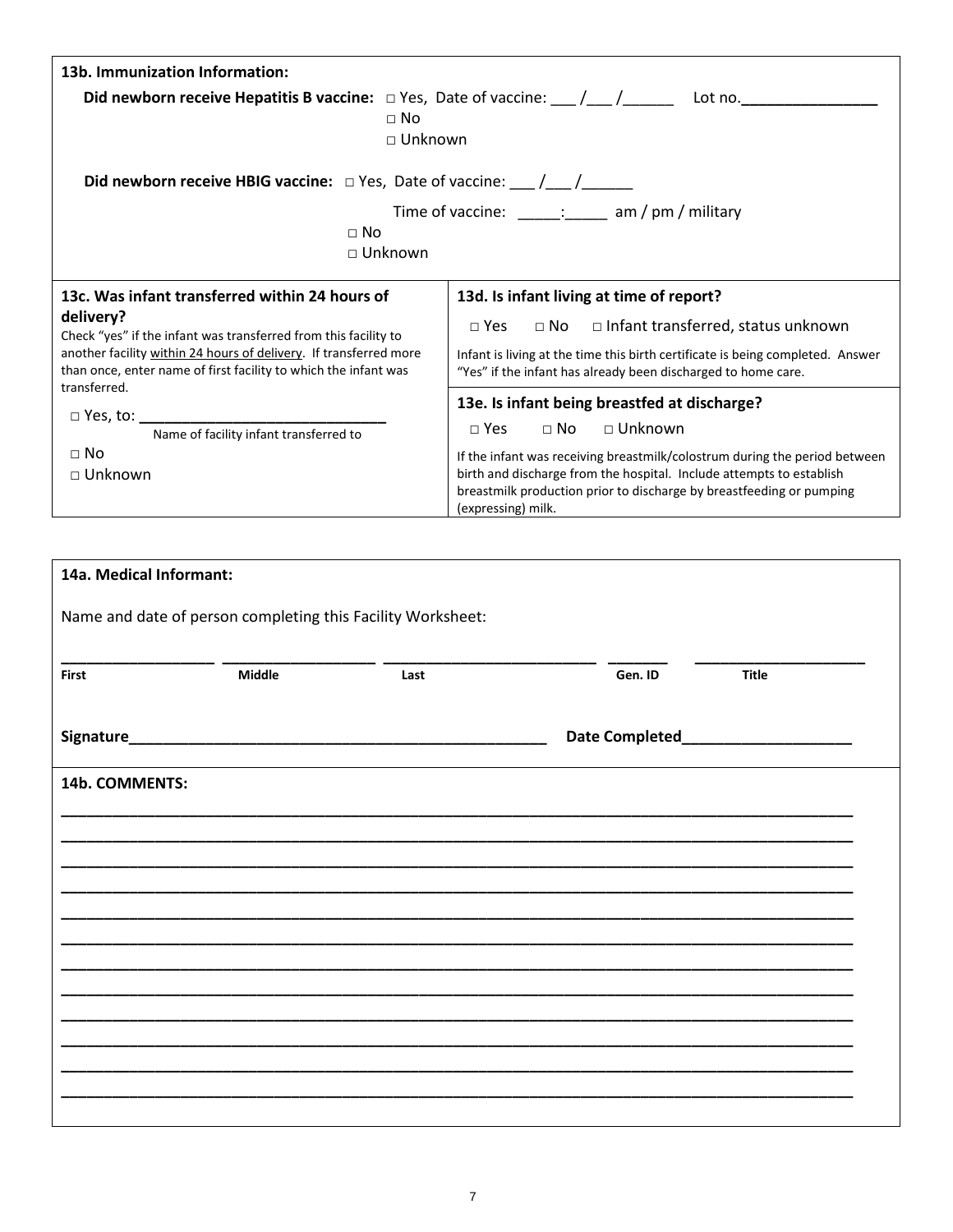**13b. Immunization Information:**

**Did newborn receive Hepatitis B vaccine:** □ Yes, Date of vaccine: ___ /___ /______ Lot no.________________

□ No

□ Unknown

**Did newborn receive HBIG vaccine:** □ Yes, Date of vaccine: ___ /___ /______

Time of vaccine: _____:_____ am / pm / military

□ No

□ Unknown

**13c. Was infant transferred within 24 hours of delivery?**

Check "yes" if the infant was transferred from this facility to another facility within 24 hours of delivery. If transferred more than once, enter name of first facility to which the infant was transferred.

□ Yes, to: ____________________________

Name of facility infant transferred to

□ No

□ Unknown

**13d. Is infant living at time of report?**

□ Yes □ No □ Infant transferred, status unknown

Infant is living at the time this birth certificate is being completed. Answer "Yes" if the infant has already been discharged to home care.

**13e. Is infant being breastfed at discharge?**

□ Yes □ No □ Unknown

If the infant was receiving breastmilk/colostrum during the period between birth and discharge from the hospital. Include attempts to establish breastmilk production prior to discharge by breastfeeding or pumping (expressing) milk.

**14a. Medical Informant:**

Name and date of person completing this Facility Worksheet:

| | | | | |
|---|---|---|---|---|
| ________________ | ________________ | ________________ | _______ | ________________ |
| **First** | **Middle** | **Last** | **Gen. ID** | **Title** |

**Signature**_______________________________________________ **Date Completed**___________________

**14b. COMMENTS:**

_____________________________________________________________________________________

_____________________________________________________________________________________

_____________________________________________________________________________________

_____________________________________________________________________________________

_____________________________________________________________________________________

_____________________________________________________________________________________

_____________________________________________________________________________________

_____________________________________________________________________________________

_____________________________________________________________________________________

_____________________________________________________________________________________

_____________________________________________________________________________________

_____________________________________________________________________________________